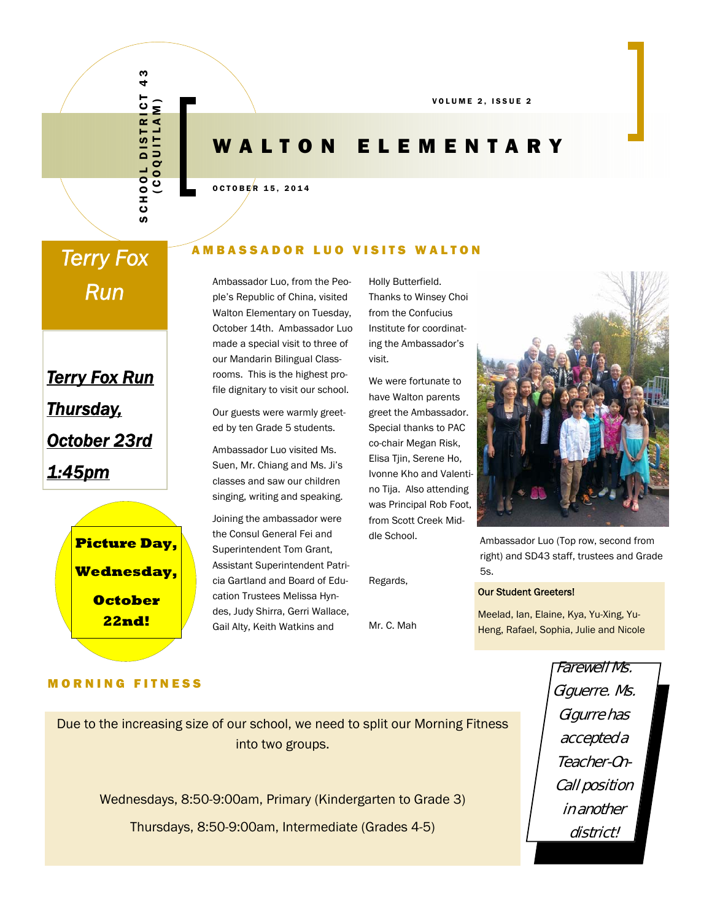SCHOOL DISTRICT 43 (COQUITLAM)

# WALTON ELEMENTARY

VOLUME 2, ISSUE 2

OCTOBER 15, 2014

## Terry Fox Run

***Terry Fox Run***

***Thursday,***

***October 23rd***

***1:45pm***

**Picture Day, Wednesday, October 22nd!**

## AMBASSADOR LUO VISITS WALTON

Ambassador Luo, from the People's Republic of China, visited Walton Elementary on Tuesday, October 14th. Ambassador Luo made a special visit to three of our Mandarin Bilingual Classrooms. This is the highest profile dignitary to visit our school.

Our guests were warmly greeted by ten Grade 5 students.

Ambassador Luo visited Ms. Suen, Mr. Chiang and Ms. Ji's classes and saw our children singing, writing and speaking.

Joining the ambassador were the Consul General Fei and Superintendent Tom Grant, Assistant Superintendent Patricia Gartland and Board of Education Trustees Melissa Hyndes, Judy Shirra, Gerri Wallace, Gail Alty, Keith Watkins and Holly Butterfield. Thanks to Winsey Choi from the Confucius Institute for coordinating the Ambassador's visit.

We were fortunate to have Walton parents greet the Ambassador. Special thanks to PAC co-chair Megan Risk, Elisa Tjin, Serene Ho, Ivonne Kho and Valentino Tija. Also attending was Principal Rob Foot, from Scott Creek Middle School.

Regards,

Mr. C. Mah

Ambassador Luo (Top row, second from right) and SD43 staff, trustees and Grade 5s.

**Our Student Greeters!**

Meelad, Ian, Elaine, Kya, Yu-Xing, Yu-Heng, Rafael, Sophia, Julie and Nicole

## MORNING FITNESS

Due to the increasing size of our school, we need to split our Morning Fitness into two groups.

Wednesdays, 8:50-9:00am, Primary (Kindergarten to Grade 3)

Thursdays, 8:50-9:00am, Intermediate (Grades 4-5)

*Farewell Ms. Giguerre. Ms. Gigurre has accepted a Teacher-On-Call position in another district!*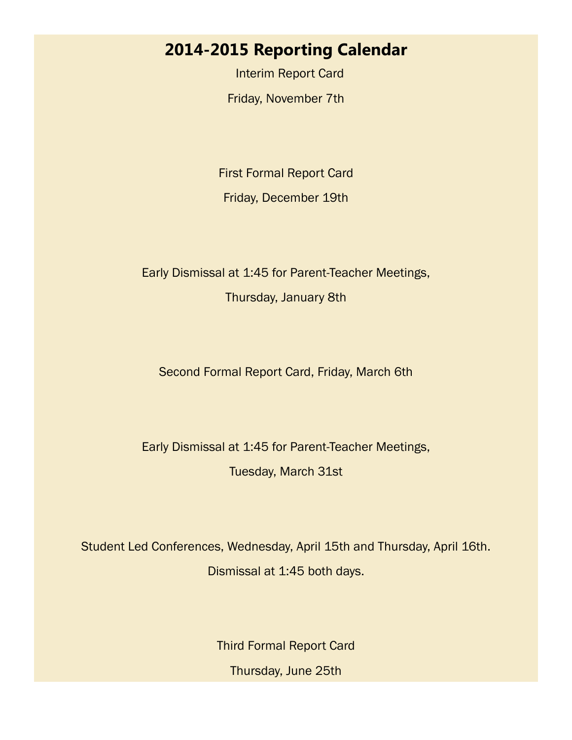# 2014-2015 Reporting Calendar

Interim Report Card

Friday, November 7th

First Formal Report Card

Friday, December 19th

Early Dismissal at 1:45 for Parent-Teacher Meetings,

Thursday, January 8th

Second Formal Report Card, Friday, March 6th

Early Dismissal at 1:45 for Parent-Teacher Meetings,

Tuesday, March 31st

Student Led Conferences, Wednesday, April 15th and Thursday, April 16th.

Dismissal at 1:45 both days.

Third Formal Report Card

Thursday, June 25th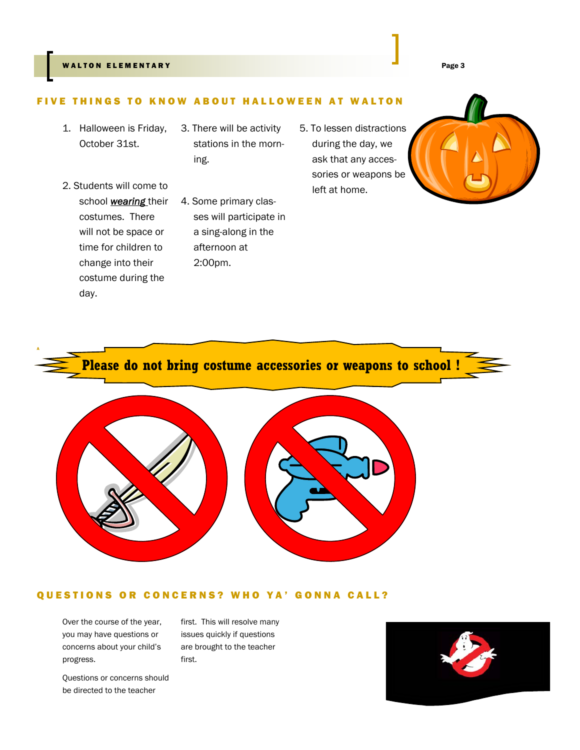## FIVE THINGS TO KNOW ABOUT HALLOWEEN AT WALTON

1. Halloween is Friday, October 31st.

2. Students will come to school ***wearing*** their costumes. There will not be space or time for children to change into their costume during the day.

3. There will be activity stations in the morning.

4. Some primary classes will participate in a sing-along in the afternoon at 2:00pm.

5. To lessen distractions during the day, we ask that any accessories or weapons be left at home.

**Please do not bring costume accessories or weapons to school !**

## QUESTIONS OR CONCERNS? WHO YA' GONNA CALL?

Over the course of the year, you may have questions or concerns about your child's progress.

Questions or concerns should be directed to the teacher first. This will resolve many issues quickly if questions are brought to the teacher first.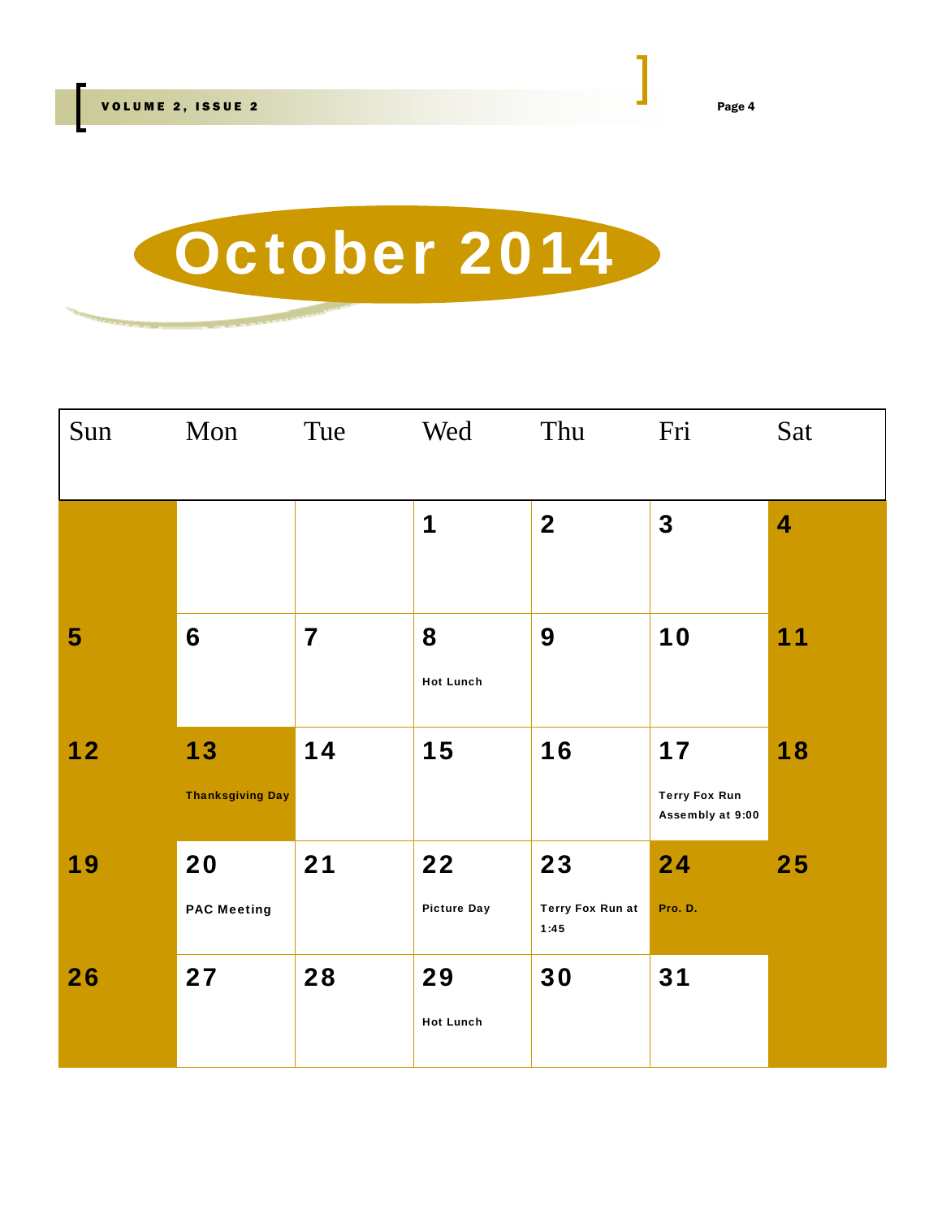# October 2014

| Sun | Mon | Tue | Wed | Thu | Fri | Sat |
|---|---|---|---|---|---|---|
| | | | 1 | 2 | 3 | 4 |
| 5 | 6 | 7 | 8<br>Hot Lunch | 9 | 10 | 11 |
| 12 | 13<br>Thanksgiving Day | 14 | 15 | 16 | 17<br>Terry Fox Run Assembly at 9:00 | 18 |
| 19 | 20<br>PAC Meeting | 21 | 22<br>Picture Day | 23<br>Terry Fox Run at 1:45 | 24<br>Pro. D. | 25 |
| 26 | 27 | 28 | 29<br>Hot Lunch | 30 | 31 | |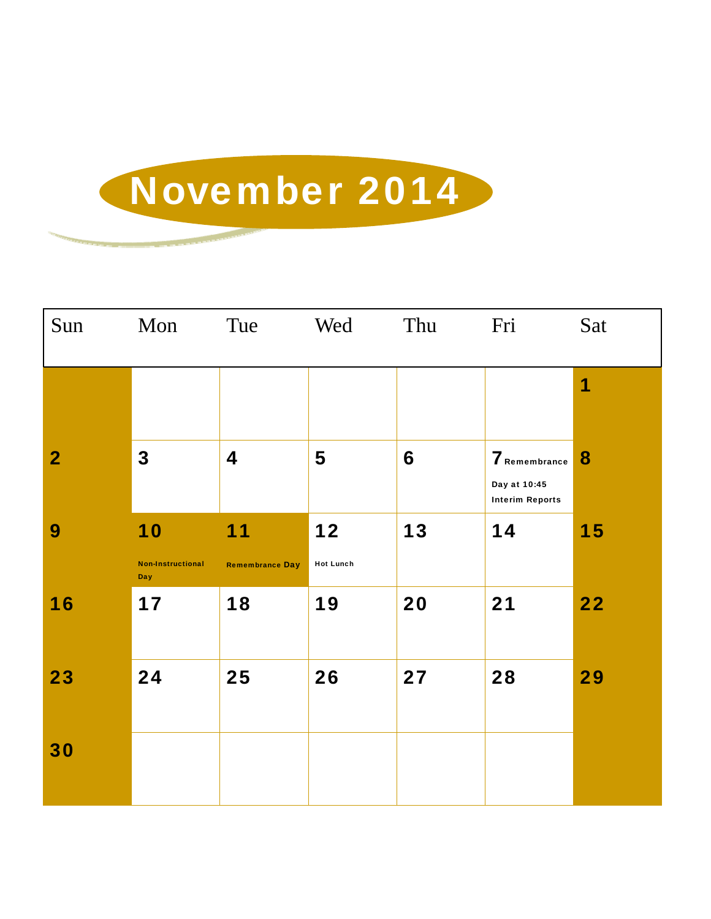# November 2014

| Sun | Mon | Tue | Wed | Thu | Fri | Sat |
|---|---|---|---|---|---|---|
| | | | | | | **1** |
| **2** | **3** | **4** | **5** | **6** | **7** Remembrance Day at 10:45 Interim Reports | **8** |
| **9** | **10** Non-Instructional Day | **11** Remembrance Day | **12** Hot Lunch | **13** | **14** | **15** |
| **16** | **17** | **18** | **19** | **20** | **21** | **22** |
| **23** | **24** | **25** | **26** | **27** | **28** | **29** |
| **30** | | | | | | |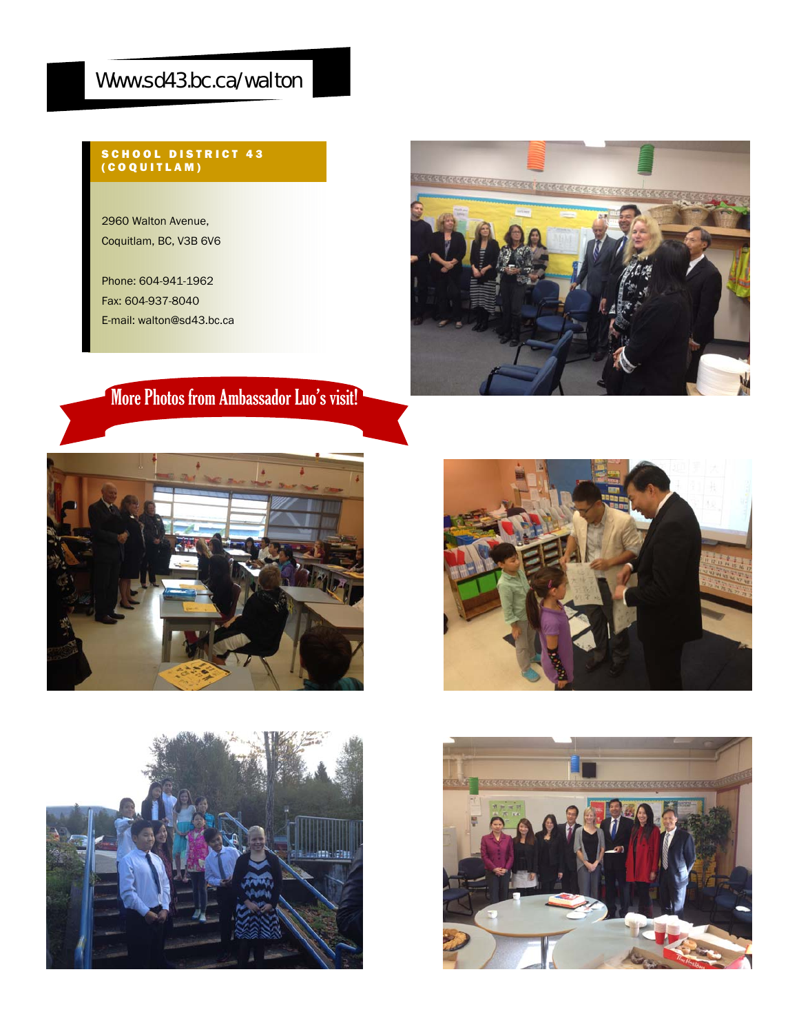Www.sd43.bc.ca/walton

**SCHOOL DISTRICT 43 (COQUITLAM)**

2960 Walton Avenue,
Coquitlam, BC, V3B 6V6

Phone: 604-941-1962
Fax: 604-937-8040
E-mail: walton@sd43.bc.ca

## More Photos from Ambassador Luo's visit!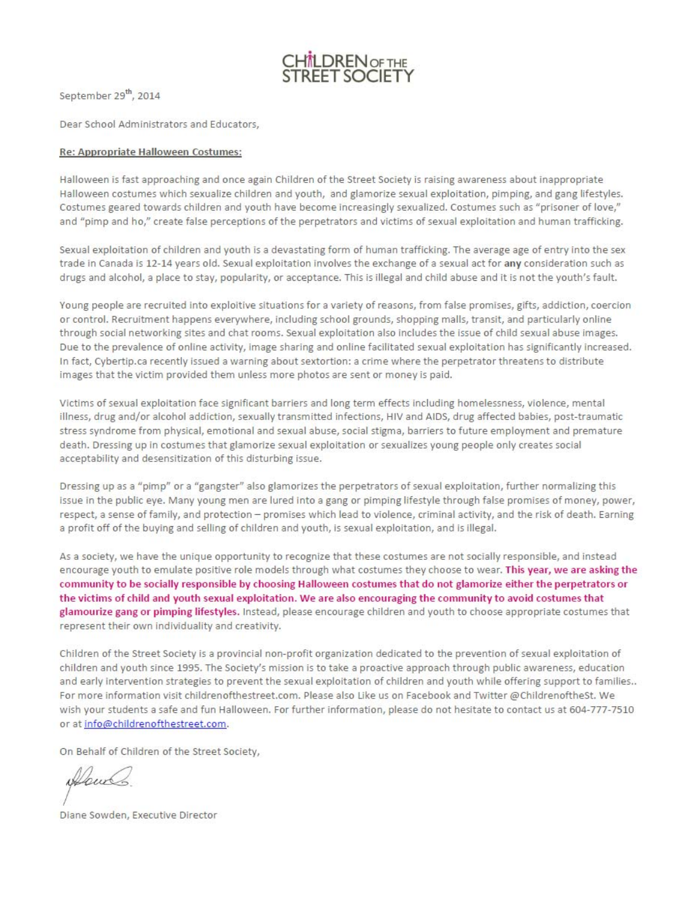CHILDREN OF THE STREET SOCIETY

September 29th, 2014

Dear School Administrators and Educators,

**Re: Appropriate Halloween Costumes:**

Halloween is fast approaching and once again Children of the Street Society is raising awareness about inappropriate Halloween costumes which sexualize children and youth, and glamorize sexual exploitation, pimping, and gang lifestyles. Costumes geared towards children and youth have become increasingly sexualized. Costumes such as "prisoner of love," and "pimp and ho," create false perceptions of the perpetrators and victims of sexual exploitation and human trafficking.

Sexual exploitation of children and youth is a devastating form of human trafficking. The average age of entry into the sex trade in Canada is 12-14 years old. Sexual exploitation involves the exchange of a sexual act for **any** consideration such as drugs and alcohol, a place to stay, popularity, or acceptance. This is illegal and child abuse and it is not the youth's fault.

Young people are recruited into exploitive situations for a variety of reasons, from false promises, gifts, addiction, coercion or control. Recruitment happens everywhere, including school grounds, shopping malls, transit, and particularly online through social networking sites and chat rooms. Sexual exploitation also includes the issue of child sexual abuse images. Due to the prevalence of online activity, image sharing and online facilitated sexual exploitation has significantly increased. In fact, Cybertip.ca recently issued a warning about sextortion: a crime where the perpetrator threatens to distribute images that the victim provided them unless more photos are sent or money is paid.

Victims of sexual exploitation face significant barriers and long term effects including homelessness, violence, mental illness, drug and/or alcohol addiction, sexually transmitted infections, HIV and AIDS, drug affected babies, post-traumatic stress syndrome from physical, emotional and sexual abuse, social stigma, barriers to future employment and premature death. Dressing up in costumes that glamorize sexual exploitation or sexualizes young people only creates social acceptability and desensitization of this disturbing issue.

Dressing up as a "pimp" or a "gangster" also glamorizes the perpetrators of sexual exploitation, further normalizing this issue in the public eye. Many young men are lured into a gang or pimping lifestyle through false promises of money, power, respect, a sense of family, and protection – promises which lead to violence, criminal activity, and the risk of death. Earning a profit off of the buying and selling of children and youth, is sexual exploitation, and is illegal.

As a society, we have the unique opportunity to recognize that these costumes are not socially responsible, and instead encourage youth to emulate positive role models through what costumes they choose to wear. **This year, we are asking the community to be socially responsible by choosing Halloween costumes that do not glamorize either the perpetrators or the victims of child and youth sexual exploitation. We are also encouraging the community to avoid costumes that glamourize gang or pimping lifestyles.** Instead, please encourage children and youth to choose appropriate costumes that represent their own individuality and creativity.

Children of the Street Society is a provincial non-profit organization dedicated to the prevention of sexual exploitation of children and youth since 1995. The Society's mission is to take a proactive approach through public awareness, education and early intervention strategies to prevent the sexual exploitation of children and youth while offering support to families.. For more information visit childrenofthestreet.com. Please also Like us on Facebook and Twitter @ChildrenoftheSt. We wish your students a safe and fun Halloween. For further information, please do not hesitate to contact us at 604-777-7510 or at info@childrenofthestreet.com.

On Behalf of Children of the Street Society,

Diane Sowden, Executive Director